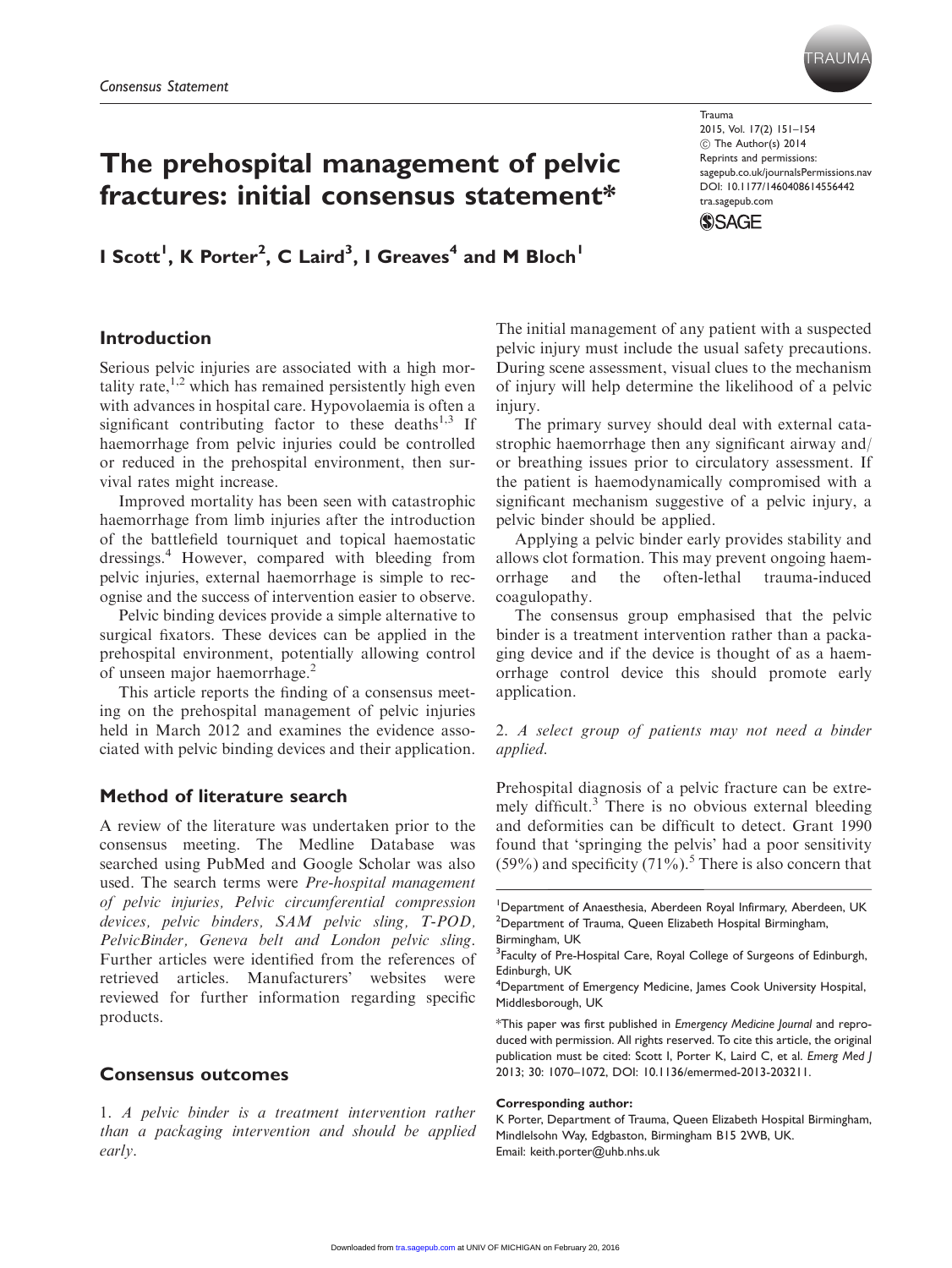*Consensus Statement*

# The prehospital management of pelvic fractures: initial consensus statement*

**I Scott[1], K Porter[2], C Laird[3], I Greaves[4] and M Bloch[1]**

## Introduction

Serious pelvic injuries are associated with a high mortality rate,[1,2] which has remained persistently high even with advances in hospital care. Hypovolaemia is often a significant contributing factor to these deaths[1,3] If haemorrhage from pelvic injuries could be controlled or reduced in the prehospital environment, then survival rates might increase.

Improved mortality has been seen with catastrophic haemorrhage from limb injuries after the introduction of the battlefield tourniquet and topical haemostatic dressings.[4] However, compared with bleeding from pelvic injuries, external haemorrhage is simple to recognise and the success of intervention easier to observe.

Pelvic binding devices provide a simple alternative to surgical fixators. These devices can be applied in the prehospital environment, potentially allowing control of unseen major haemorrhage.[2]

This article reports the finding of a consensus meeting on the prehospital management of pelvic injuries held in March 2012 and examines the evidence associated with pelvic binding devices and their application.

## Method of literature search

A review of the literature was undertaken prior to the consensus meeting. The Medline Database was searched using PubMed and Google Scholar was also used. The search terms were *Pre-hospital management of pelvic injuries, Pelvic circumferential compression devices, pelvic binders, SAM pelvic sling, T-POD, PelvicBinder, Geneva belt and London pelvic sling*. Further articles were identified from the references of retrieved articles. Manufacturers' websites were reviewed for further information regarding specific products.

## Consensus outcomes

1. *A pelvic binder is a treatment intervention rather than a packaging intervention and should be applied early.*

The initial management of any patient with a suspected pelvic injury must include the usual safety precautions. During scene assessment, visual clues to the mechanism of injury will help determine the likelihood of a pelvic injury.

The primary survey should deal with external catastrophic haemorrhage then any significant airway and/or breathing issues prior to circulatory assessment. If the patient is haemodynamically compromised with a significant mechanism suggestive of a pelvic injury, a pelvic binder should be applied.

Applying a pelvic binder early provides stability and allows clot formation. This may prevent ongoing haemorrhage and the often-lethal trauma-induced coagulopathy.

The consensus group emphasised that the pelvic binder is a treatment intervention rather than a packaging device and if the device is thought of as a haemorrhage control device this should promote early application.

2. *A select group of patients may not need a binder applied.*

Prehospital diagnosis of a pelvic fracture can be extremely difficult.[3] There is no obvious external bleeding and deformities can be difficult to detect. Grant 1990 found that 'springing the pelvis' had a poor sensitivity (59%) and specificity (71%).[5] There is also concern that

---

[1]Department of Anaesthesia, Aberdeen Royal Infirmary, Aberdeen, UK
[2]Department of Trauma, Queen Elizabeth Hospital Birmingham, Birmingham, UK
[3]Faculty of Pre-Hospital Care, Royal College of Surgeons of Edinburgh, Edinburgh, UK
[4]Department of Emergency Medicine, James Cook University Hospital, Middlesborough, UK

*This paper was first published in *Emergency Medicine Journal* and reproduced with permission. All rights reserved. To cite this article, the original publication must be cited: Scott I, Porter K, Laird C, et al. *Emerg Med J* 2013; 30: 1070–1072, DOI: 10.1136/emermed-2013-203211.

**Corresponding author:**
K Porter, Department of Trauma, Queen Elizabeth Hospital Birmingham, Mindlelsohn Way, Edgbaston, Birmingham B15 2WB, UK.
Email: keith.porter@uhb.nhs.uk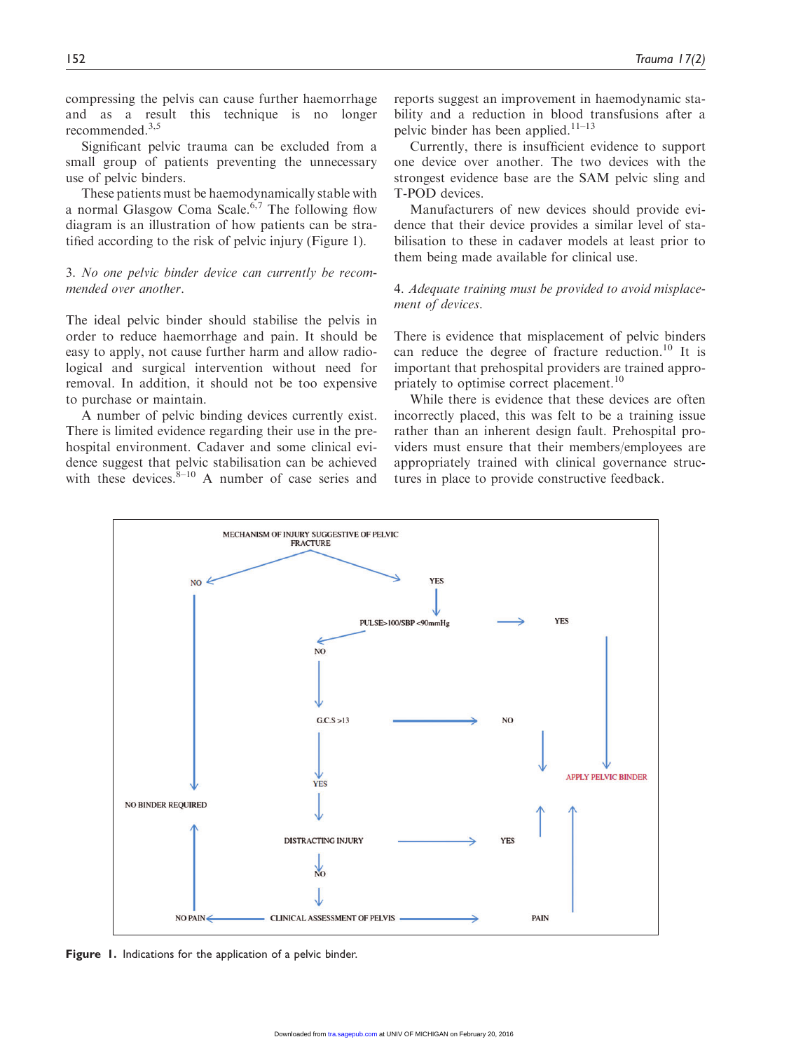compressing the pelvis can cause further haemorrhage and as a result this technique is no longer recommended.[3,5]

Significant pelvic trauma can be excluded from a small group of patients preventing the unnecessary use of pelvic binders.

These patients must be haemodynamically stable with a normal Glasgow Coma Scale.[6,7] The following flow diagram is an illustration of how patients can be stratified according to the risk of pelvic injury (Figure 1).

3. *No one pelvic binder device can currently be recommended over another*.

The ideal pelvic binder should stabilise the pelvis in order to reduce haemorrhage and pain. It should be easy to apply, not cause further harm and allow radiological and surgical intervention without need for removal. In addition, it should not be too expensive to purchase or maintain.

A number of pelvic binding devices currently exist. There is limited evidence regarding their use in the prehospital environment. Cadaver and some clinical evidence suggest that pelvic stabilisation can be achieved with these devices.[8–10] A number of case series and reports suggest an improvement in haemodynamic stability and a reduction in blood transfusions after a pelvic binder has been applied.[11–13]

Currently, there is insufficient evidence to support one device over another. The two devices with the strongest evidence base are the SAM pelvic sling and T-POD devices.

Manufacturers of new devices should provide evidence that their device provides a similar level of stabilisation to these in cadaver models at least prior to them being made available for clinical use.

4. *Adequate training must be provided to avoid misplacement of devices*.

There is evidence that misplacement of pelvic binders can reduce the degree of fracture reduction.[10] It is important that prehospital providers are trained appropriately to optimise correct placement.[10]

While there is evidence that these devices are often incorrectly placed, this was felt to be a training issue rather than an inherent design fault. Prehospital providers must ensure that their members/employees are appropriately trained with clinical governance structures in place to provide constructive feedback.

MECHANISM OF INJURY SUGGESTIVE OF PELVIC FRACTURE

- NO → NO BINDER REQUIRED
- YES → PULSE>100/SBP <90mmHg
  - YES → APPLY PELVIC BINDER
  - NO → G.C.S >13
    - NO → APPLY PELVIC BINDER
    - YES → DISTRACTING INJURY
      - YES → APPLY PELVIC BINDER
      - NO → CLINICAL ASSESSMENT OF PELVIS
        - PAIN → APPLY PELVIC BINDER
        - NO PAIN → NO BINDER REQUIRED

**Figure 1.** Indications for the application of a pelvic binder.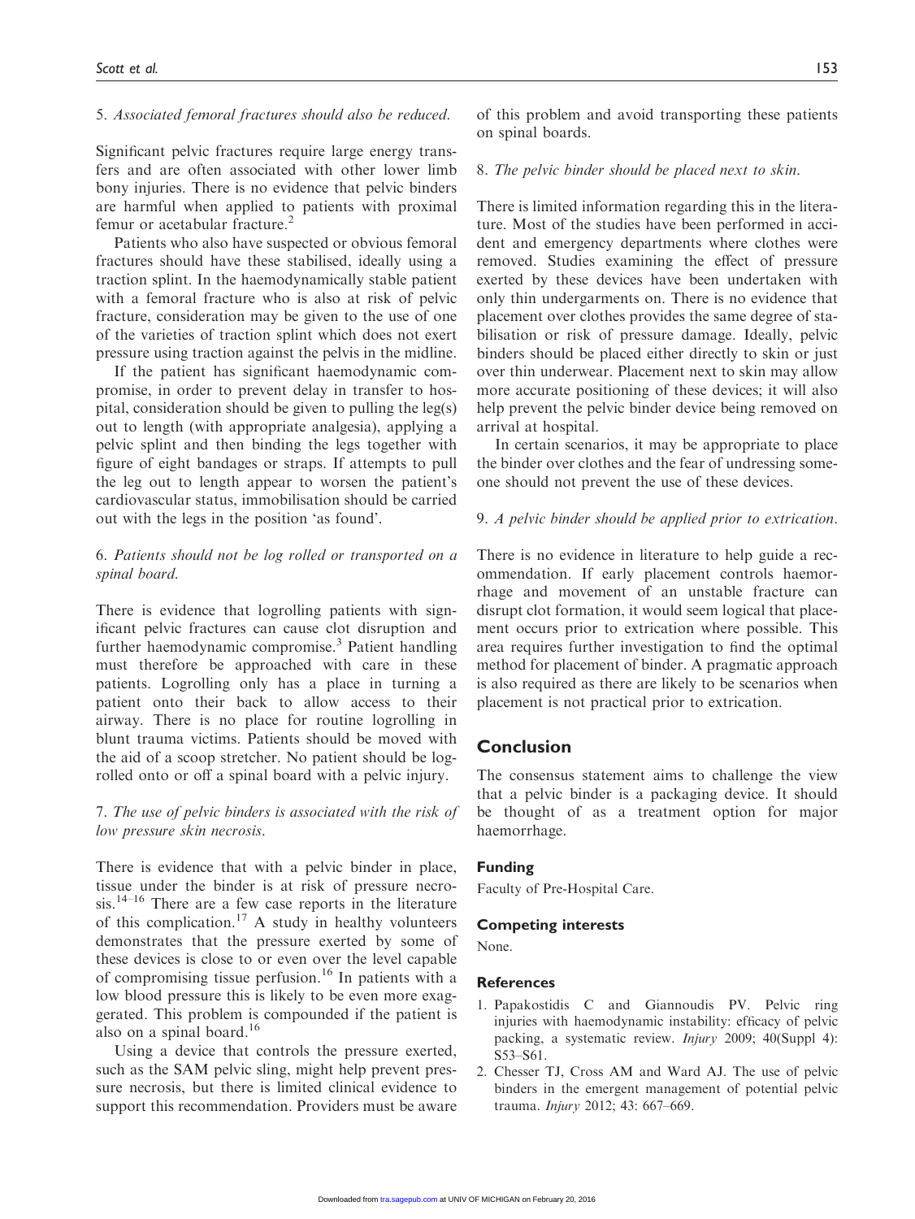5. *Associated femoral fractures should also be reduced.*

Significant pelvic fractures require large energy transfers and are often associated with other lower limb bony injuries. There is no evidence that pelvic binders are harmful when applied to patients with proximal femur or acetabular fracture.[2]

Patients who also have suspected or obvious femoral fractures should have these stabilised, ideally using a traction splint. In the haemodynamically stable patient with a femoral fracture who is also at risk of pelvic fracture, consideration may be given to the use of one of the varieties of traction splint which does not exert pressure using traction against the pelvis in the midline.

If the patient has significant haemodynamic compromise, in order to prevent delay in transfer to hospital, consideration should be given to pulling the leg(s) out to length (with appropriate analgesia), applying a pelvic splint and then binding the legs together with figure of eight bandages or straps. If attempts to pull the leg out to length appear to worsen the patient's cardiovascular status, immobilisation should be carried out with the legs in the position 'as found'.

6. *Patients should not be log rolled or transported on a spinal board.*

There is evidence that logrolling patients with significant pelvic fractures can cause clot disruption and further haemodynamic compromise.[3] Patient handling must therefore be approached with care in these patients. Logrolling only has a place in turning a patient onto their back to allow access to their airway. There is no place for routine logrolling in blunt trauma victims. Patients should be moved with the aid of a scoop stretcher. No patient should be logrolled onto or off a spinal board with a pelvic injury.

7. *The use of pelvic binders is associated with the risk of low pressure skin necrosis.*

There is evidence that with a pelvic binder in place, tissue under the binder is at risk of pressure necrosis.[14–16] There are a few case reports in the literature of this complication.[17] A study in healthy volunteers demonstrates that the pressure exerted by some of these devices is close to or even over the level capable of compromising tissue perfusion.[16] In patients with a low blood pressure this is likely to be even more exaggerated. This problem is compounded if the patient is also on a spinal board.[16]

Using a device that controls the pressure exerted, such as the SAM pelvic sling, might help prevent pressure necrosis, but there is limited clinical evidence to support this recommendation. Providers must be aware of this problem and avoid transporting these patients on spinal boards.

8. *The pelvic binder should be placed next to skin.*

There is limited information regarding this in the literature. Most of the studies have been performed in accident and emergency departments where clothes were removed. Studies examining the effect of pressure exerted by these devices have been undertaken with only thin undergarments on. There is no evidence that placement over clothes provides the same degree of stabilisation or risk of pressure damage. Ideally, pelvic binders should be placed either directly to skin or just over thin underwear. Placement next to skin may allow more accurate positioning of these devices; it will also help prevent the pelvic binder device being removed on arrival at hospital.

In certain scenarios, it may be appropriate to place the binder over clothes and the fear of undressing someone should not prevent the use of these devices.

9. *A pelvic binder should be applied prior to extrication.*

There is no evidence in literature to help guide a recommendation. If early placement controls haemorrhage and movement of an unstable fracture can disrupt clot formation, it would seem logical that placement occurs prior to extrication where possible. This area requires further investigation to find the optimal method for placement of binder. A pragmatic approach is also required as there are likely to be scenarios when placement is not practical prior to extrication.

## Conclusion

The consensus statement aims to challenge the view that a pelvic binder is a packaging device. It should be thought of as a treatment option for major haemorrhage.

### Funding

Faculty of Pre-Hospital Care.

### Competing interests

None.

### References

1. Papakostidis C and Giannoudis PV. Pelvic ring injuries with haemodynamic instability: efficacy of pelvic packing, a systematic review. *Injury* 2009; 40(Suppl 4): S53–S61.
2. Chesser TJ, Cross AM and Ward AJ. The use of pelvic binders in the emergent management of potential pelvic trauma. *Injury* 2012; 43: 667–669.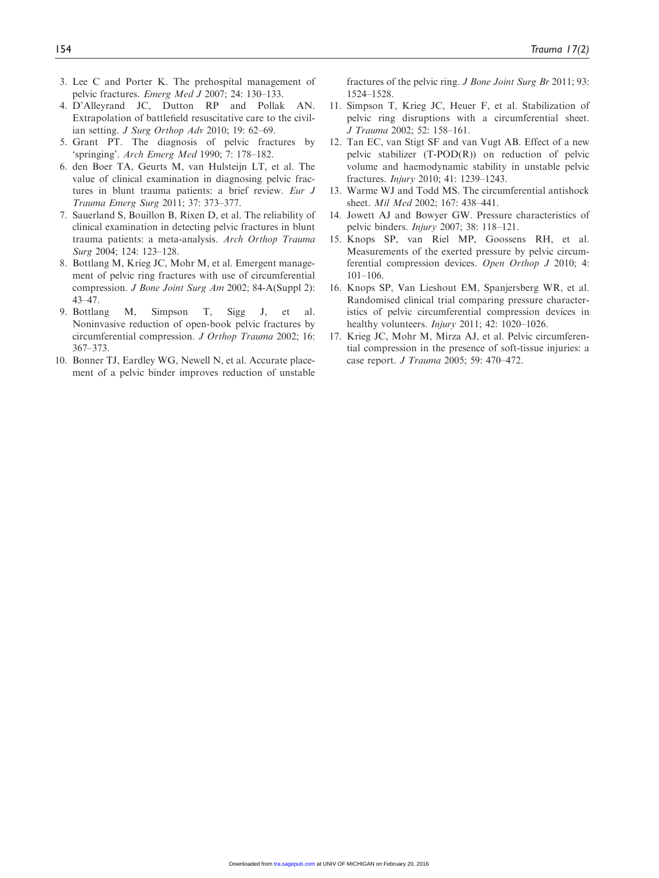3. Lee C and Porter K. The prehospital management of pelvic fractures. *Emerg Med J* 2007; 24: 130–133.
4. D'Alleyrand JC, Dutton RP and Pollak AN. Extrapolation of battlefield resuscitative care to the civilian setting. *J Surg Orthop Adv* 2010; 19: 62–69.
5. Grant PT. The diagnosis of pelvic fractures by 'springing'. *Arch Emerg Med* 1990; 7: 178–182.
6. den Boer TA, Geurts M, van Hulsteijn LT, et al. The value of clinical examination in diagnosing pelvic fractures in blunt trauma patients: a brief review. *Eur J Trauma Emerg Surg* 2011; 37: 373–377.
7. Sauerland S, Bouillon B, Rixen D, et al. The reliability of clinical examination in detecting pelvic fractures in blunt trauma patients: a meta-analysis. *Arch Orthop Trauma Surg* 2004; 124: 123–128.
8. Bottlang M, Krieg JC, Mohr M, et al. Emergent management of pelvic ring fractures with use of circumferential compression. *J Bone Joint Surg Am* 2002; 84-A(Suppl 2): 43–47.
9. Bottlang M, Simpson T, Sigg J, et al. Noninvasive reduction of open-book pelvic fractures by circumferential compression. *J Orthop Trauma* 2002; 16: 367–373.
10. Bonner TJ, Eardley WG, Newell N, et al. Accurate placement of a pelvic binder improves reduction of unstable fractures of the pelvic ring. *J Bone Joint Surg Br* 2011; 93: 1524–1528.
11. Simpson T, Krieg JC, Heuer F, et al. Stabilization of pelvic ring disruptions with a circumferential sheet. *J Trauma* 2002; 52: 158–161.
12. Tan EC, van Stigt SF and van Vugt AB. Effect of a new pelvic stabilizer (T-POD(R)) on reduction of pelvic volume and haemodynamic stability in unstable pelvic fractures. *Injury* 2010; 41: 1239–1243.
13. Warme WJ and Todd MS. The circumferential antishock sheet. *Mil Med* 2002; 167: 438–441.
14. Jowett AJ and Bowyer GW. Pressure characteristics of pelvic binders. *Injury* 2007; 38: 118–121.
15. Knops SP, van Riel MP, Goossens RH, et al. Measurements of the exerted pressure by pelvic circumferential compression devices. *Open Orthop J* 2010; 4: 101–106.
16. Knops SP, Van Lieshout EM, Spanjersberg WR, et al. Randomised clinical trial comparing pressure characteristics of pelvic circumferential compression devices in healthy volunteers. *Injury* 2011; 42: 1020–1026.
17. Krieg JC, Mohr M, Mirza AJ, et al. Pelvic circumferential compression in the presence of soft-tissue injuries: a case report. *J Trauma* 2005; 59: 470–472.